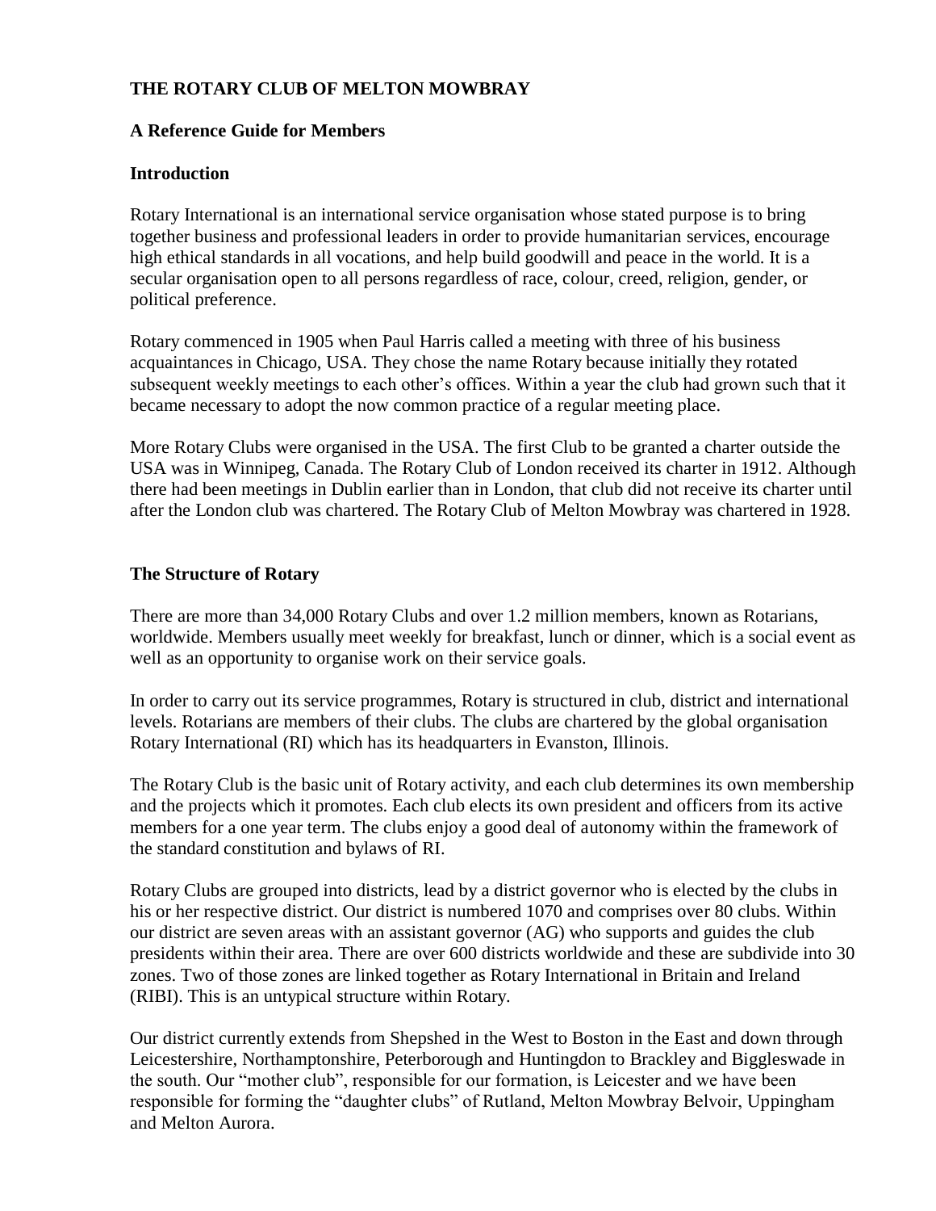# THE ROTARY CLUB OF MELTON MOWBRAY

## A Reference Guide for Members

### Introduction

Rotary International is an international service organisation whose stated purpose is to bring together business and professional leaders in order to provide humanitarian services, encourage high ethical standards in all vocations, and help build goodwill and peace in the world. It is a secular organisation open to all persons regardless of race, colour, creed, religion, gender, or political preference.

Rotary commenced in 1905 when Paul Harris called a meeting with three of his business acquaintances in Chicago, USA. They chose the name Rotary because initially they rotated subsequent weekly meetings to each other's offices. Within a year the club had grown such that it became necessary to adopt the now common practice of a regular meeting place.

More Rotary Clubs were organised in the USA. The first Club to be granted a charter outside the USA was in Winnipeg, Canada. The Rotary Club of London received its charter in 1912. Although there had been meetings in Dublin earlier than in London, that club did not receive its charter until after the London club was chartered. The Rotary Club of Melton Mowbray was chartered in 1928.

### The Structure of Rotary

There are more than 34,000 Rotary Clubs and over 1.2 million members, known as Rotarians, worldwide. Members usually meet weekly for breakfast, lunch or dinner, which is a social event as well as an opportunity to organise work on their service goals.

In order to carry out its service programmes, Rotary is structured in club, district and international levels. Rotarians are members of their clubs. The clubs are chartered by the global organisation Rotary International (RI) which has its headquarters in Evanston, Illinois.

The Rotary Club is the basic unit of Rotary activity, and each club determines its own membership and the projects which it promotes. Each club elects its own president and officers from its active members for a one year term. The clubs enjoy a good deal of autonomy within the framework of the standard constitution and bylaws of RI.

Rotary Clubs are grouped into districts, lead by a district governor who is elected by the clubs in his or her respective district. Our district is numbered 1070 and comprises over 80 clubs. Within our district are seven areas with an assistant governor (AG) who supports and guides the club presidents within their area. There are over 600 districts worldwide and these are subdivide into 30 zones. Two of those zones are linked together as Rotary International in Britain and Ireland (RIBI). This is an untypical structure within Rotary.

Our district currently extends from Shepshed in the West to Boston in the East and down through Leicestershire, Northamptonshire, Peterborough and Huntingdon to Brackley and Biggleswade in the south. Our "mother club", responsible for our formation, is Leicester and we have been responsible for forming the "daughter clubs" of Rutland, Melton Mowbray Belvoir, Uppingham and Melton Aurora.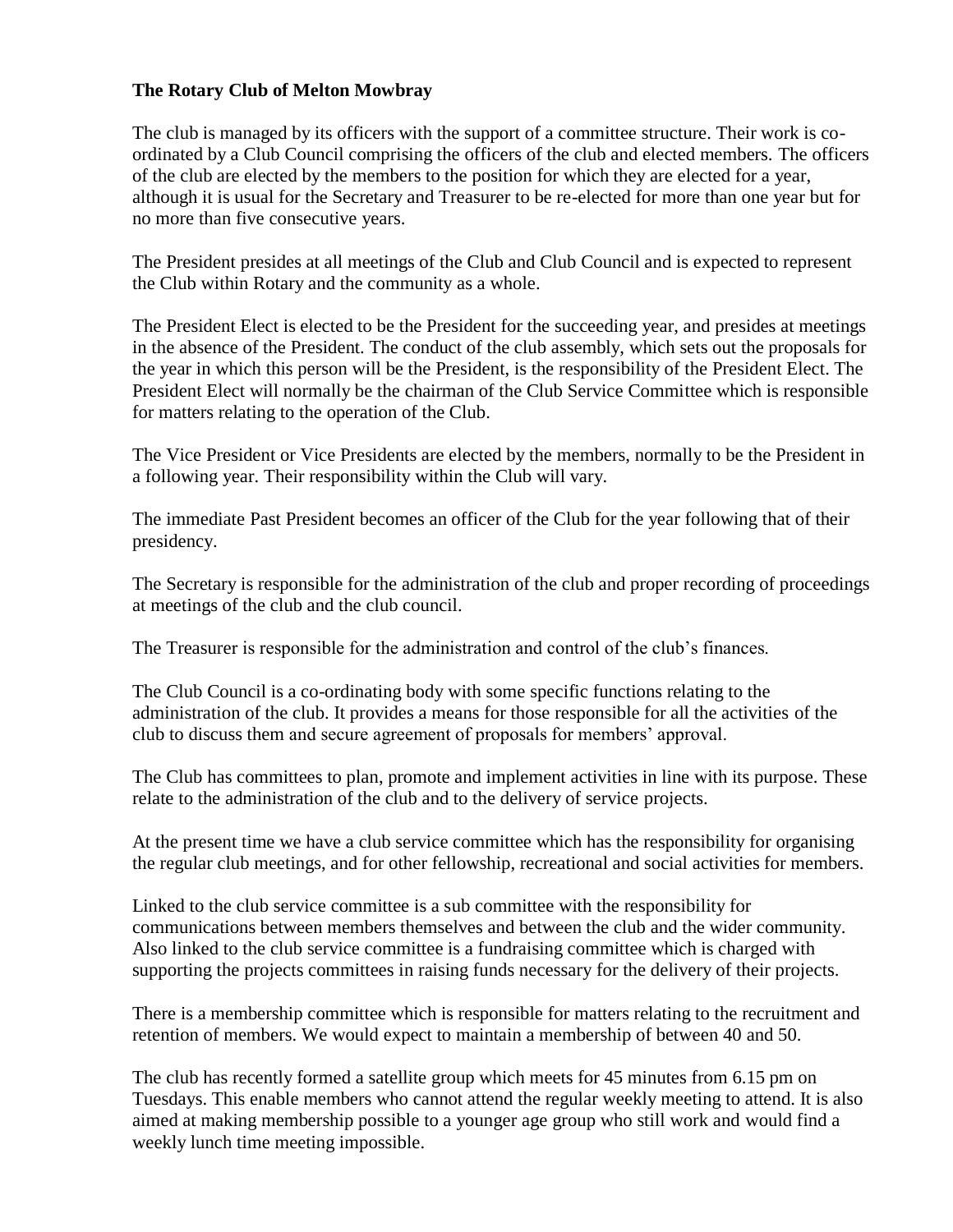**The Rotary Club of Melton Mowbray**

The club is managed by its officers with the support of a committee structure. Their work is co-ordinated by a Club Council comprising the officers of the club and elected members. The officers of the club are elected by the members to the position for which they are elected for a year, although it is usual for the Secretary and Treasurer to be re-elected for more than one year but for no more than five consecutive years.

The President presides at all meetings of the Club and Club Council and is expected to represent the Club within Rotary and the community as a whole.

The President Elect is elected to be the President for the succeeding year, and presides at meetings in the absence of the President. The conduct of the club assembly, which sets out the proposals for the year in which this person will be the President, is the responsibility of the President Elect. The President Elect will normally be the chairman of the Club Service Committee which is responsible for matters relating to the operation of the Club.

The Vice President or Vice Presidents are elected by the members, normally to be the President in a following year. Their responsibility within the Club will vary.

The immediate Past President becomes an officer of the Club for the year following that of their presidency.

The Secretary is responsible for the administration of the club and proper recording of proceedings at meetings of the club and the club council.

The Treasurer is responsible for the administration and control of the club's finances.

The Club Council is a co-ordinating body with some specific functions relating to the administration of the club. It provides a means for those responsible for all the activities of the club to discuss them and secure agreement of proposals for members' approval.

The Club has committees to plan, promote and implement activities in line with its purpose. These relate to the administration of the club and to the delivery of service projects.

At the present time we have a club service committee which has the responsibility for organising the regular club meetings, and for other fellowship, recreational and social activities for members.

Linked to the club service committee is a sub committee with the responsibility for communications between members themselves and between the club and the wider community. Also linked to the club service committee is a fundraising committee which is charged with supporting the projects committees in raising funds necessary for the delivery of their projects.

There is a membership committee which is responsible for matters relating to the recruitment and retention of members. We would expect to maintain a membership of between 40 and 50.

The club has recently formed a satellite group which meets for 45 minutes from 6.15 pm on Tuesdays. This enable members who cannot attend the regular weekly meeting to attend. It is also aimed at making membership possible to a younger age group who still work and would find a weekly lunch time meeting impossible.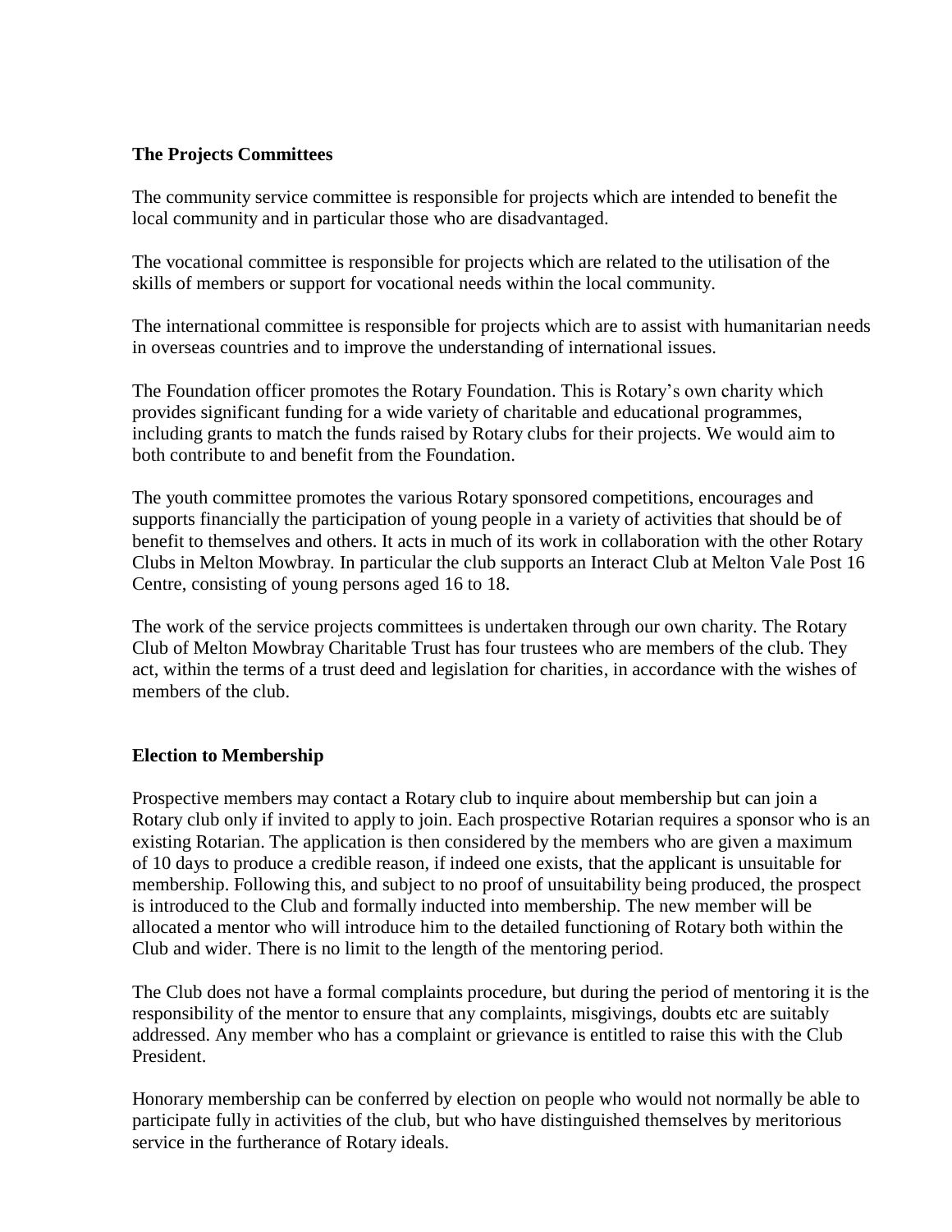**The Projects Committees**

The community service committee is responsible for projects which are intended to benefit the local community and in particular those who are disadvantaged.

The vocational committee is responsible for projects which are related to the utilisation of the skills of members or support for vocational needs within the local community.

The international committee is responsible for projects which are to assist with humanitarian needs in overseas countries and to improve the understanding of international issues.

The Foundation officer promotes the Rotary Foundation. This is Rotary's own charity which provides significant funding for a wide variety of charitable and educational programmes, including grants to match the funds raised by Rotary clubs for their projects. We would aim to both contribute to and benefit from the Foundation.

The youth committee promotes the various Rotary sponsored competitions, encourages and supports financially the participation of young people in a variety of activities that should be of benefit to themselves and others. It acts in much of its work in collaboration with the other Rotary Clubs in Melton Mowbray. In particular the club supports an Interact Club at Melton Vale Post 16 Centre, consisting of young persons aged 16 to 18.

The work of the service projects committees is undertaken through our own charity. The Rotary Club of Melton Mowbray Charitable Trust has four trustees who are members of the club. They act, within the terms of a trust deed and legislation for charities, in accordance with the wishes of members of the club.

**Election to Membership**

Prospective members may contact a Rotary club to inquire about membership but can join a Rotary club only if invited to apply to join. Each prospective Rotarian requires a sponsor who is an existing Rotarian. The application is then considered by the members who are given a maximum of 10 days to produce a credible reason, if indeed one exists, that the applicant is unsuitable for membership. Following this, and subject to no proof of unsuitability being produced, the prospect is introduced to the Club and formally inducted into membership. The new member will be allocated a mentor who will introduce him to the detailed functioning of Rotary both within the Club and wider. There is no limit to the length of the mentoring period.

The Club does not have a formal complaints procedure, but during the period of mentoring it is the responsibility of the mentor to ensure that any complaints, misgivings, doubts etc are suitably addressed. Any member who has a complaint or grievance is entitled to raise this with the Club President.

Honorary membership can be conferred by election on people who would not normally be able to participate fully in activities of the club, but who have distinguished themselves by meritorious service in the furtherance of Rotary ideals.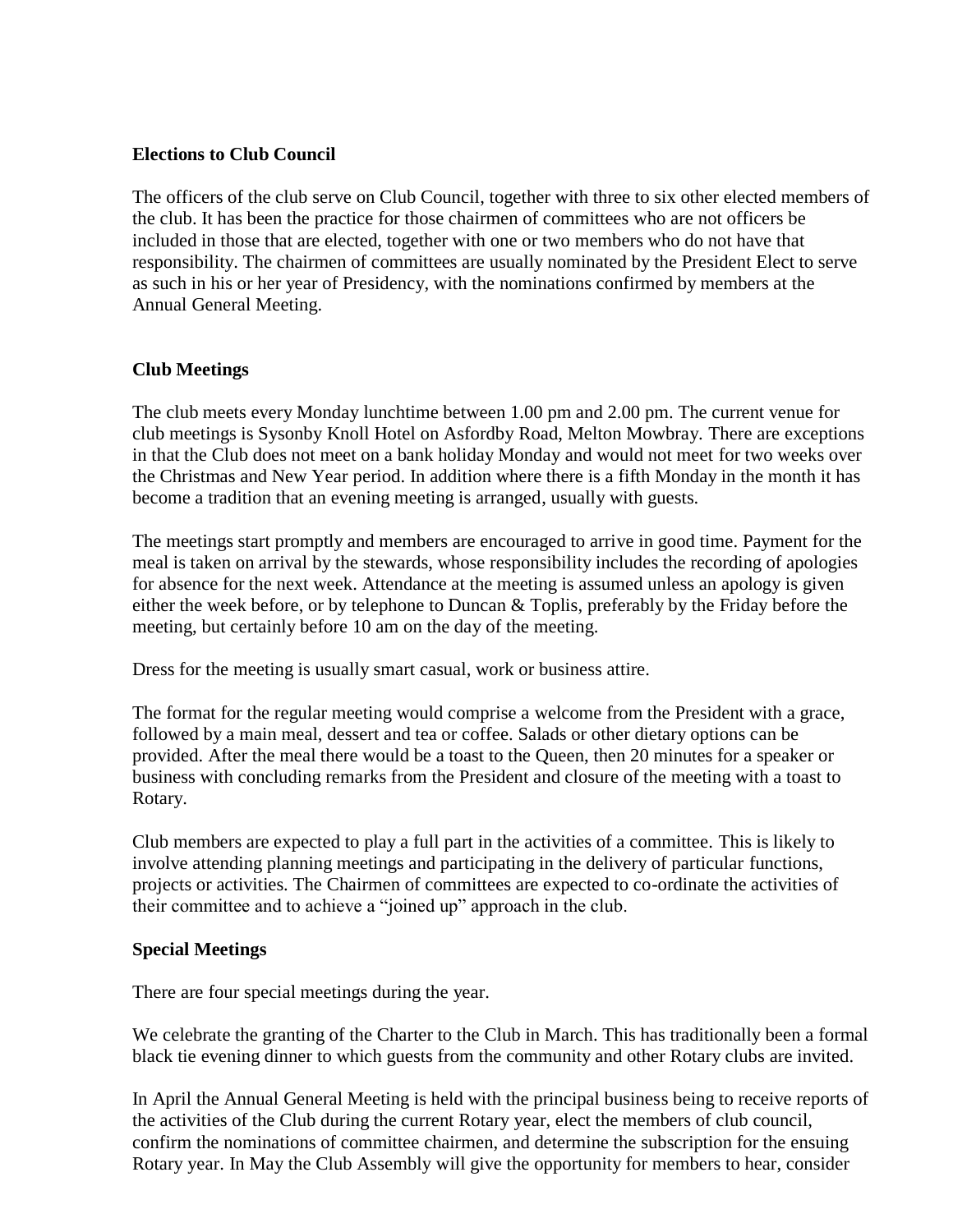## Elections to Club Council

The officers of the club serve on Club Council, together with three to six other elected members of the club. It has been the practice for those chairmen of committees who are not officers be included in those that are elected, together with one or two members who do not have that responsibility. The chairmen of committees are usually nominated by the President Elect to serve as such in his or her year of Presidency, with the nominations confirmed by members at the Annual General Meeting.

## Club Meetings

The club meets every Monday lunchtime between 1.00 pm and 2.00 pm. The current venue for club meetings is Sysonby Knoll Hotel on Asfordby Road, Melton Mowbray. There are exceptions in that the Club does not meet on a bank holiday Monday and would not meet for two weeks over the Christmas and New Year period. In addition where there is a fifth Monday in the month it has become a tradition that an evening meeting is arranged, usually with guests.

The meetings start promptly and members are encouraged to arrive in good time. Payment for the meal is taken on arrival by the stewards, whose responsibility includes the recording of apologies for absence for the next week. Attendance at the meeting is assumed unless an apology is given either the week before, or by telephone to Duncan & Toplis, preferably by the Friday before the meeting, but certainly before 10 am on the day of the meeting.

Dress for the meeting is usually smart casual, work or business attire.

The format for the regular meeting would comprise a welcome from the President with a grace, followed by a main meal, dessert and tea or coffee. Salads or other dietary options can be provided. After the meal there would be a toast to the Queen, then 20 minutes for a speaker or business with concluding remarks from the President and closure of the meeting with a toast to Rotary.

Club members are expected to play a full part in the activities of a committee. This is likely to involve attending planning meetings and participating in the delivery of particular functions, projects or activities. The Chairmen of committees are expected to co-ordinate the activities of their committee and to achieve a "joined up" approach in the club.

## Special Meetings

There are four special meetings during the year.

We celebrate the granting of the Charter to the Club in March. This has traditionally been a formal black tie evening dinner to which guests from the community and other Rotary clubs are invited.

In April the Annual General Meeting is held with the principal business being to receive reports of the activities of the Club during the current Rotary year, elect the members of club council, confirm the nominations of committee chairmen, and determine the subscription for the ensuing Rotary year. In May the Club Assembly will give the opportunity for members to hear, consider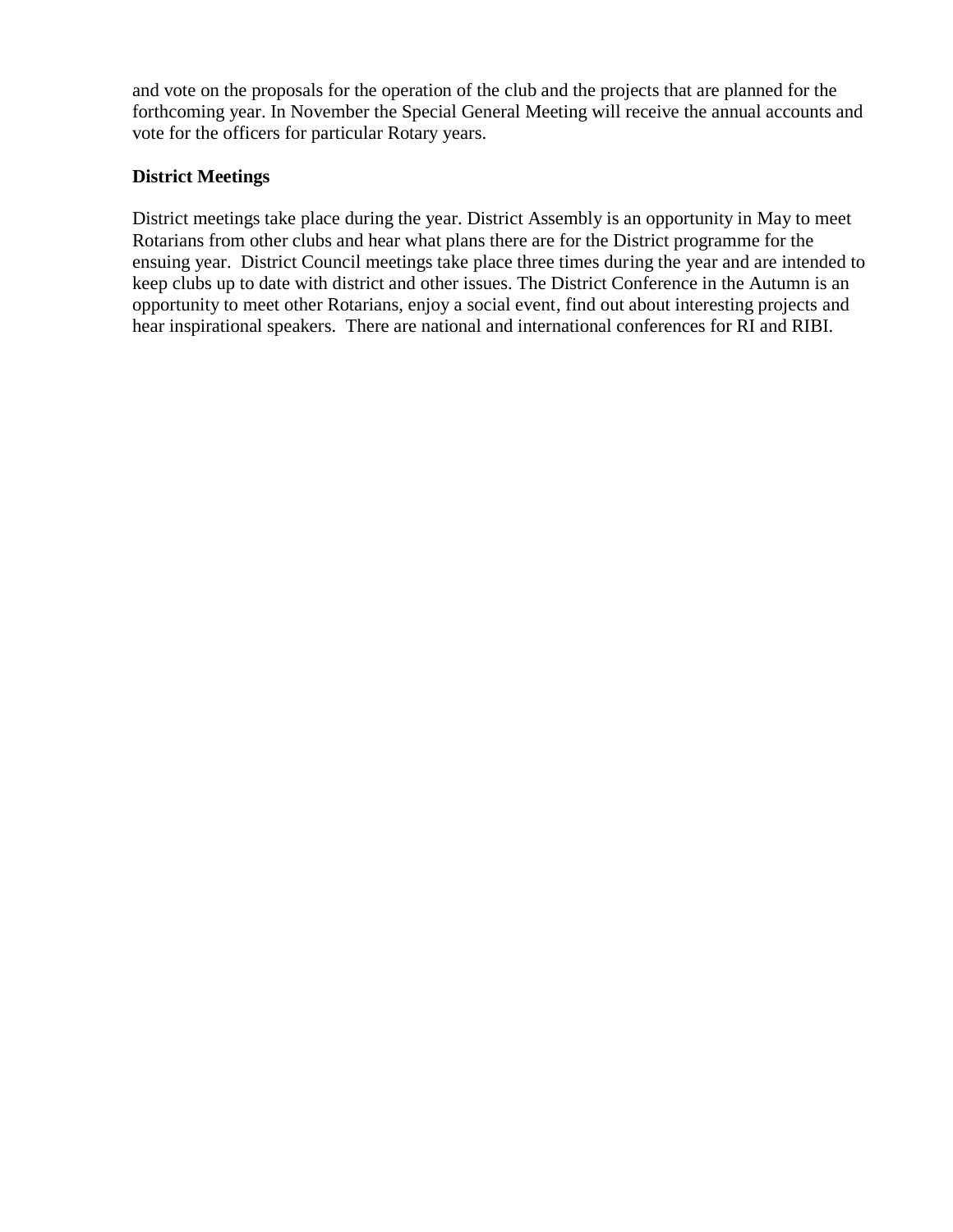and vote on the proposals for the operation of the club and the projects that are planned for the forthcoming year. In November the Special General Meeting will receive the annual accounts and vote for the officers for particular Rotary years.

**District Meetings**

District meetings take place during the year. District Assembly is an opportunity in May to meet Rotarians from other clubs and hear what plans there are for the District programme for the ensuing year. District Council meetings take place three times during the year and are intended to keep clubs up to date with district and other issues. The District Conference in the Autumn is an opportunity to meet other Rotarians, enjoy a social event, find out about interesting projects and hear inspirational speakers. There are national and international conferences for RI and RIBI.